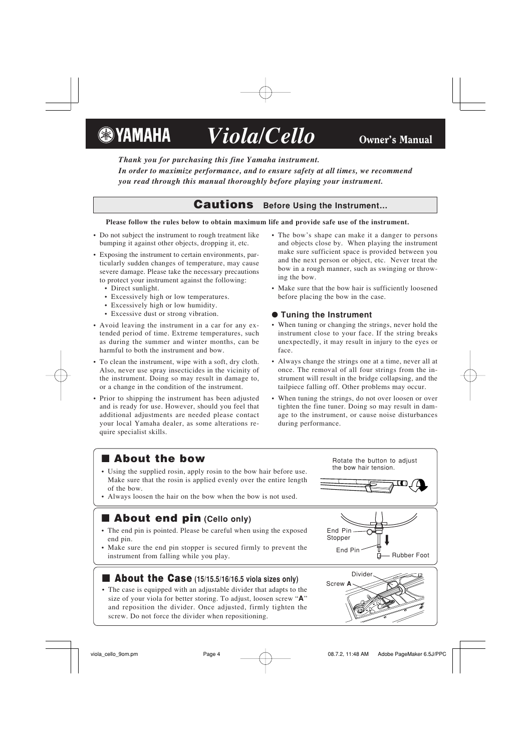# YAMAHA Viola/Cello Owner's Manual

***Thank you for purchasing this fine Yamaha instrument.***
***In order to maximize performance, and to ensure safety at all times, we recommend you read through this manual thoroughly before playing your instrument.***

## Cautions Before Using the Instrument...

**Please follow the rules below to obtain maximum life and provide safe use of the instrument.**

- Do not subject the instrument to rough treatment like bumping it against other objects, dropping it, etc.
- Exposing the instrument to certain environments, particularly sudden changes of temperature, may cause severe damage. Please take the necessary precautions to protect your instrument against the following:
  - Direct sunlight.
  - Excessively high or low temperatures.
  - Excessively high or low humidity.
  - Excessive dust or strong vibration.
- Avoid leaving the instrument in a car for any extended period of time. Extreme temperatures, such as during the summer and winter months, can be harmful to both the instrument and bow.
- To clean the instrument, wipe with a soft, dry cloth. Also, never use spray insecticides in the vicinity of the instrument. Doing so may result in damage to, or a change in the condition of the instrument.
- Prior to shipping the instrument has been adjusted and is ready for use. However, should you feel that additional adjustments are needed please contact your local Yamaha dealer, as some alterations require specialist skills.
- The bow's shape can make it a danger to persons and objects close by. When playing the instrument make sure sufficient space is provided between you and the next person or object, etc. Never treat the bow in a rough manner, such as swinging or throwing the bow.
- Make sure that the bow hair is sufficiently loosened before placing the bow in the case.

### ● Tuning the Instrument

- When tuning or changing the strings, never hold the instrument close to your face. If the string breaks unexpectedly, it may result in injury to the eyes or face.
- Always change the strings one at a time, never all at once. The removal of all four strings from the instrument will result in the bridge collapsing, and the tailpiece falling off. Other problems may occur.
- When tuning the strings, do not over loosen or over tighten the fine tuner. Doing so may result in damage to the instrument, or cause noise disturbances during performance.

## ■ About the bow

- Using the supplied rosin, apply rosin to the bow hair before use. Make sure that the rosin is applied evenly over the entire length of the bow.
- Always loosen the hair on the bow when the bow is not used.

Rotate the button to adjust the bow hair tension.

## ■ About end pin (Cello only)

- The end pin is pointed. Please be careful when using the exposed end pin.
- Make sure the end pin stopper is secured firmly to prevent the instrument from falling while you play.

End Pin Stopper
End Pin
Rubber Foot

## ■ About the Case (15/15.5/16/16.5 viola sizes only)

- The case is equipped with an adjustable divider that adapts to the size of your viola for better storing. To adjust, loosen screw "**A**" and reposition the divider. Once adjusted, firmly tighten the screw. Do not force the divider when repositioning.

Divider
Screw **A**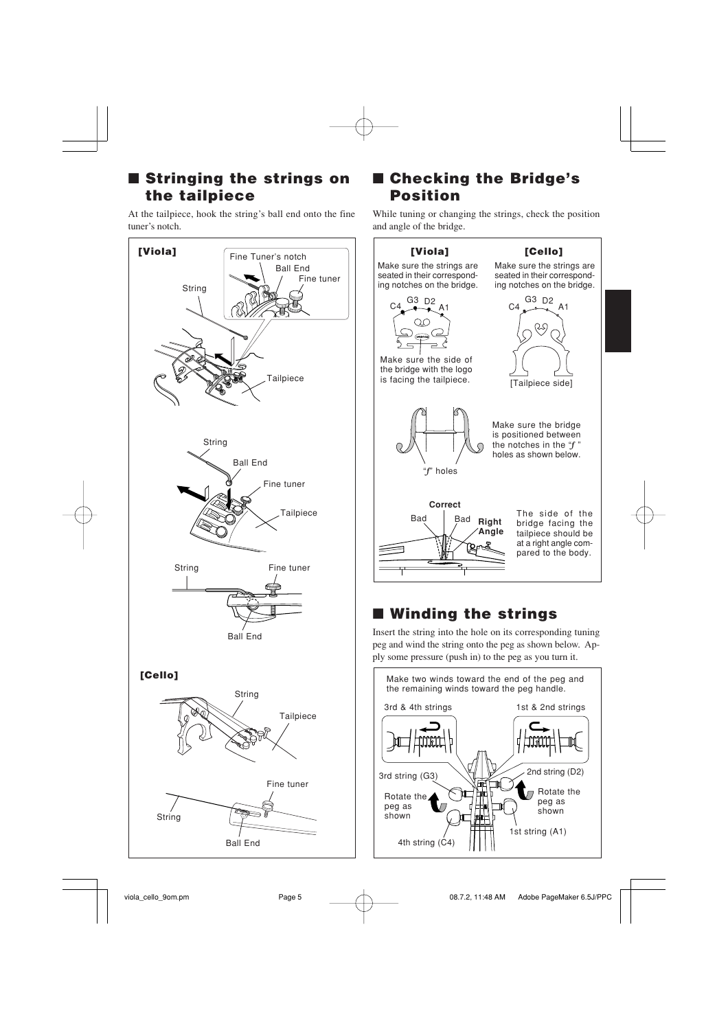## ■ Stringing the strings on the tailpiece

At the tailpiece, hook the string's ball end onto the fine tuner's notch.

**[Viola]**

Fine Tuner's notch
Ball End
Fine tuner
String
Tailpiece

String
Ball End
Fine tuner
Tailpiece

String
Fine tuner
Ball End

**[Cello]**

String
Tailpiece

Fine tuner
String
Ball End

## ■ Checking the Bridge's Position

While tuning or changing the strings, check the position and angle of the bridge.

**[Viola]**

Make sure the strings are seated in their corresponding notches on the bridge.

C4 G3 D2 A1

Make sure the side of the bridge with the logo is facing the tailpiece.

**[Cello]**

Make sure the strings are seated in their corresponding notches on the bridge.

C4 G3 D2 A1

[Tailpiece side]

Make sure the bridge is positioned between the notches in the "*f*" holes as shown below.

"*f*" holes

Correct
Bad
Bad
**Right Angle**

The side of the bridge facing the tailpiece should be at a right angle compared to the body.

## ■ Winding the strings

Insert the string into the hole on its corresponding tuning peg and wind the string onto the peg as shown below. Apply some pressure (push in) to the peg as you turn it.

Make two winds toward the end of the peg and the remaining winds toward the peg handle.

3rd & 4th strings
1st & 2nd strings
3rd string (G3)
2nd string (D2)
Rotate the peg as shown
Rotate the peg as shown
1st string (A1)
4th string (C4)